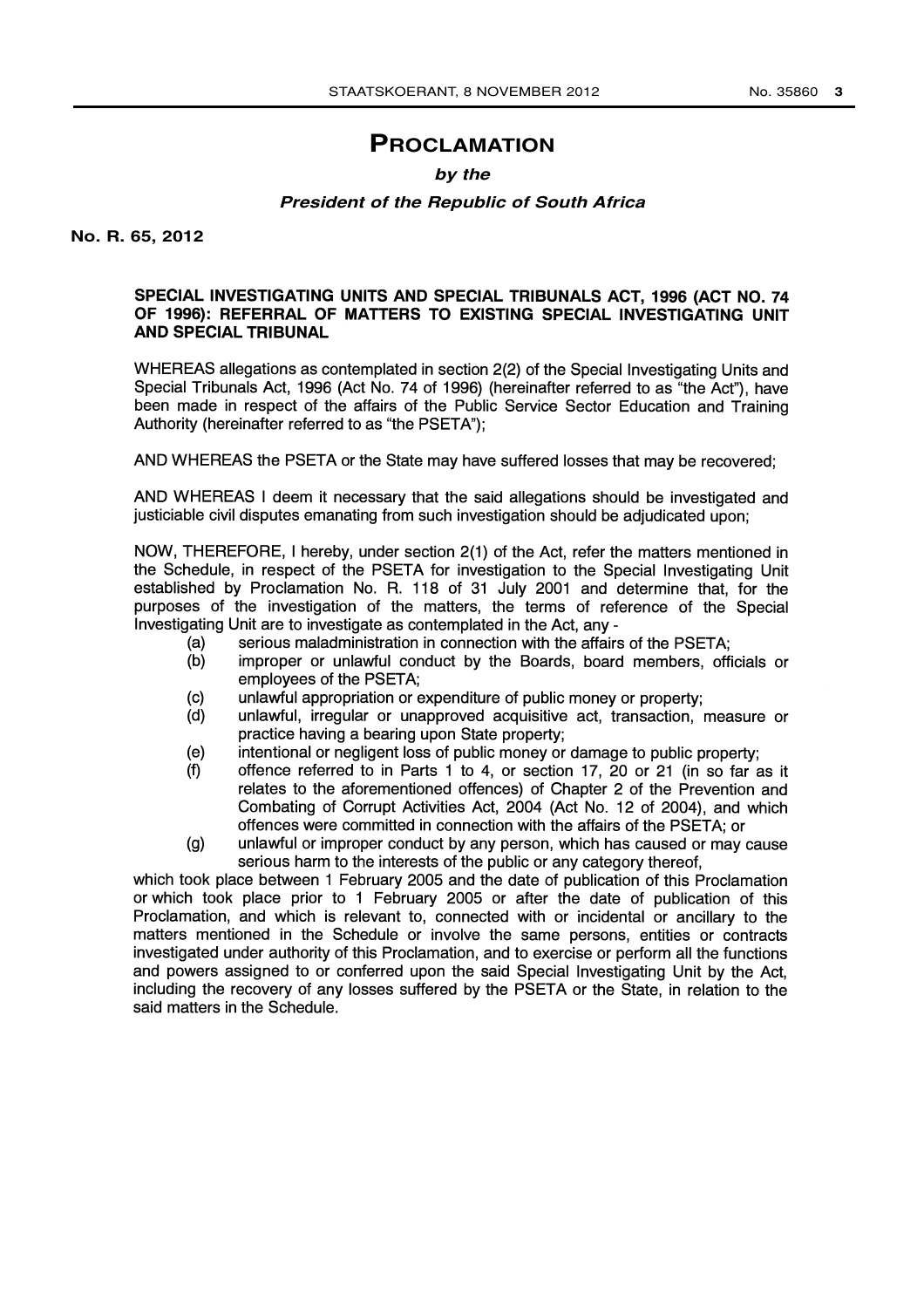# PROCLAMATION

***by the***

***President of the Republic of South Africa***

**No. R. 65, 2012**

**SPECIAL INVESTIGATING UNITS AND SPECIAL TRIBUNALS ACT, 1996 (ACT NO. 74 OF 1996): REFERRAL OF MATTERS TO EXISTING SPECIAL INVESTIGATING UNIT AND SPECIAL TRIBUNAL**

WHEREAS allegations as contemplated in section 2(2) of the Special Investigating Units and Special Tribunals Act, 1996 (Act No. 74 of 1996) (hereinafter referred to as "the Act"), have been made in respect of the affairs of the Public Service Sector Education and Training Authority (hereinafter referred to as "the PSETA");

AND WHEREAS the PSETA or the State may have suffered losses that may be recovered;

AND WHEREAS I deem it necessary that the said allegations should be investigated and justiciable civil disputes emanating from such investigation should be adjudicated upon;

NOW, THEREFORE, I hereby, under section 2(1) of the Act, refer the matters mentioned in the Schedule, in respect of the PSETA for investigation to the Special Investigating Unit established by Proclamation No. R. 118 of 31 July 2001 and determine that, for the purposes of the investigation of the matters, the terms of reference of the Special Investigating Unit are to investigate as contemplated in the Act, any -

(a) serious maladministration in connection with the affairs of the PSETA;

(b) improper or unlawful conduct by the Boards, board members, officials or employees of the PSETA;

(c) unlawful appropriation or expenditure of public money or property;

(d) unlawful, irregular or unapproved acquisitive act, transaction, measure or practice having a bearing upon State property;

(e) intentional or negligent loss of public money or damage to public property;

(f) offence referred to in Parts 1 to 4, or section 17, 20 or 21 (in so far as it relates to the aforementioned offences) of Chapter 2 of the Prevention and Combating of Corrupt Activities Act, 2004 (Act No. 12 of 2004), and which offences were committed in connection with the affairs of the PSETA; or

(g) unlawful or improper conduct by any person, which has caused or may cause serious harm to the interests of the public or any category thereof,

which took place between 1 February 2005 and the date of publication of this Proclamation or which took place prior to 1 February 2005 or after the date of publication of this Proclamation, and which is relevant to, connected with or incidental or ancillary to the matters mentioned in the Schedule or involve the same persons, entities or contracts investigated under authority of this Proclamation, and to exercise or perform all the functions and powers assigned to or conferred upon the said Special Investigating Unit by the Act, including the recovery of any losses suffered by the PSETA or the State, in relation to the said matters in the Schedule.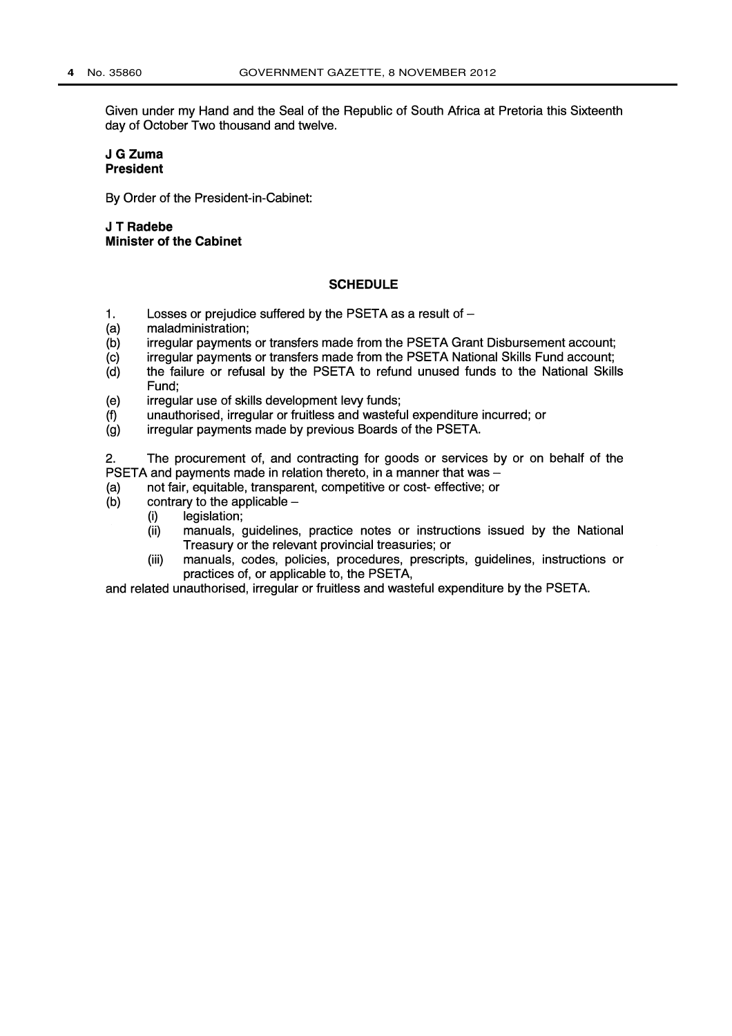Given under my Hand and the Seal of the Republic of South Africa at Pretoria this Sixteenth day of October Two thousand and twelve.

**J G Zuma**
**President**

By Order of the President-in-Cabinet:

**J T Radebe**
**Minister of the Cabinet**

## SCHEDULE

1. Losses or prejudice suffered by the PSETA as a result of –

(a) maladministration;

(b) irregular payments or transfers made from the PSETA Grant Disbursement account;

(c) irregular payments or transfers made from the PSETA National Skills Fund account;

(d) the failure or refusal by the PSETA to refund unused funds to the National Skills Fund;

(e) irregular use of skills development levy funds;

(f) unauthorised, irregular or fruitless and wasteful expenditure incurred; or

(g) irregular payments made by previous Boards of the PSETA.

2. The procurement of, and contracting for goods or services by or on behalf of the PSETA and payments made in relation thereto, in a manner that was –

(a) not fair, equitable, transparent, competitive or cost- effective; or

(b) contrary to the applicable –

  (i) legislation;

  (ii) manuals, guidelines, practice notes or instructions issued by the National Treasury or the relevant provincial treasuries; or

  (iii) manuals, codes, policies, procedures, prescripts, guidelines, instructions or practices of, or applicable to, the PSETA,

and related unauthorised, irregular or fruitless and wasteful expenditure by the PSETA.